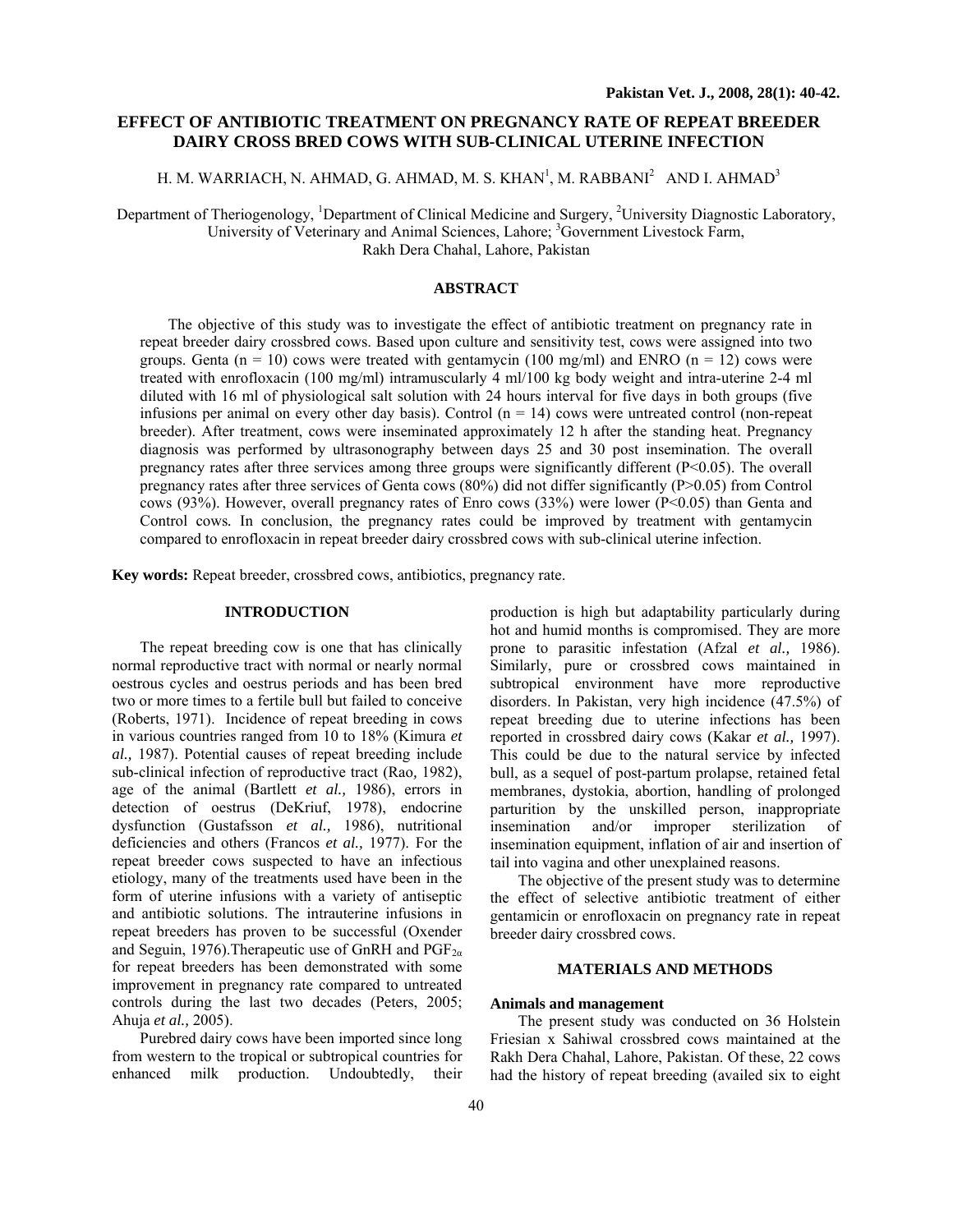# EFFECT OF ANTIBIOTIC TREATMENT ON PREGNANCY RATE OF REPEAT BREEDER DAIRY CROSS BRED COWS WITH SUB-CLINICAL UTERINE INFECTION

H. M. WARRIACH, N. AHMAD, G. AHMAD, M. S. KHAN[1], M. RABBANI[2] AND I. AHMAD[3]

Department of Theriogenology, [1]Department of Clinical Medicine and Surgery, [2]University Diagnostic Laboratory, University of Veterinary and Animal Sciences, Lahore; [3]Government Livestock Farm, Rakh Dera Chahal, Lahore, Pakistan

## ABSTRACT

The objective of this study was to investigate the effect of antibiotic treatment on pregnancy rate in repeat breeder dairy crossbred cows. Based upon culture and sensitivity test, cows were assigned into two groups. Genta (n = 10) cows were treated with gentamycin (100 mg/ml) and ENRO (n = 12) cows were treated with enrofloxacin (100 mg/ml) intramuscularly 4 ml/100 kg body weight and intra-uterine 2-4 ml diluted with 16 ml of physiological salt solution with 24 hours interval for five days in both groups (five infusions per animal on every other day basis). Control (n = 14) cows were untreated control (non-repeat breeder). After treatment, cows were inseminated approximately 12 h after the standing heat. Pregnancy diagnosis was performed by ultrasonography between days 25 and 30 post insemination. The overall pregnancy rates after three services among three groups were significantly different (P<0.05). The overall pregnancy rates after three services of Genta cows (80%) did not differ significantly (P>0.05) from Control cows (93%). However, overall pregnancy rates of Enro cows (33%) were lower (P<0.05) than Genta and Control cows. In conclusion, the pregnancy rates could be improved by treatment with gentamycin compared to enrofloxacin in repeat breeder dairy crossbred cows with sub-clinical uterine infection.

**Key words:** Repeat breeder, crossbred cows, antibiotics, pregnancy rate.

## INTRODUCTION

The repeat breeding cow is one that has clinically normal reproductive tract with normal or nearly normal oestrous cycles and oestrus periods and has been bred two or more times to a fertile bull but failed to conceive (Roberts, 1971). Incidence of repeat breeding in cows in various countries ranged from 10 to 18% (Kimura *et al.,* 1987). Potential causes of repeat breeding include sub-clinical infection of reproductive tract (Rao, 1982), age of the animal (Bartlett *et al.,* 1986), errors in detection of oestrus (DeKriuf, 1978), endocrine dysfunction (Gustafsson *et al.,* 1986), nutritional deficiencies and others (Francos *et al.,* 1977). For the repeat breeder cows suspected to have an infectious etiology, many of the treatments used have been in the form of uterine infusions with a variety of antiseptic and antibiotic solutions. The intrauterine infusions in repeat breeders has proven to be successful (Oxender and Seguin, 1976).Therapeutic use of GnRH and $PGF_{2\alpha}$ for repeat breeders has been demonstrated with some improvement in pregnancy rate compared to untreated controls during the last two decades (Peters, 2005; Ahuja *et al.,* 2005).

Purebred dairy cows have been imported since long from western to the tropical or subtropical countries for enhanced milk production. Undoubtedly, their production is high but adaptability particularly during hot and humid months is compromised. They are more prone to parasitic infestation (Afzal *et al.,* 1986). Similarly, pure or crossbred cows maintained in subtropical environment have more reproductive disorders. In Pakistan, very high incidence (47.5%) of repeat breeding due to uterine infections has been reported in crossbred dairy cows (Kakar *et al.,* 1997). This could be due to the natural service by infected bull, as a sequel of post-partum prolapse, retained fetal membranes, dystokia, abortion, handling of prolonged parturition by the unskilled person, inappropriate insemination and/or improper sterilization of insemination equipment, inflation of air and insertion of tail into vagina and other unexplained reasons.

The objective of the present study was to determine the effect of selective antibiotic treatment of either gentamicin or enrofloxacin on pregnancy rate in repeat breeder dairy crossbred cows.

## MATERIALS AND METHODS

### Animals and management

The present study was conducted on 36 Holstein Friesian x Sahiwal crossbred cows maintained at the Rakh Dera Chahal, Lahore, Pakistan. Of these, 22 cows had the history of repeat breeding (availed six to eight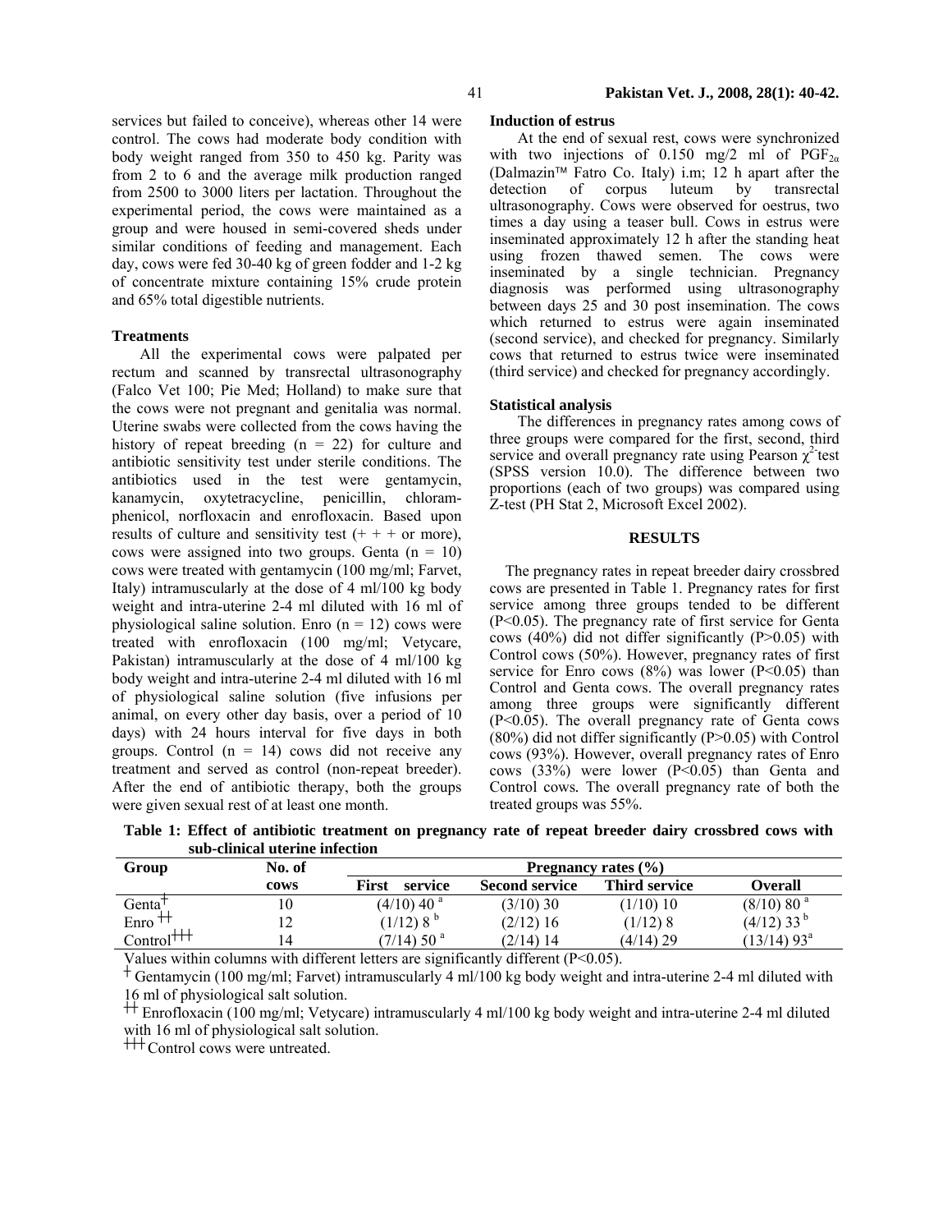services but failed to conceive), whereas other 14 were control. The cows had moderate body condition with body weight ranged from 350 to 450 kg. Parity was from 2 to 6 and the average milk production ranged from 2500 to 3000 liters per lactation. Throughout the experimental period, the cows were maintained as a group and were housed in semi-covered sheds under similar conditions of feeding and management. Each day, cows were fed 30-40 kg of green fodder and 1-2 kg of concentrate mixture containing 15% crude protein and 65% total digestible nutrients.

### Treatments

All the experimental cows were palpated per rectum and scanned by transrectal ultrasonography (Falco Vet 100; Pie Med; Holland) to make sure that the cows were not pregnant and genitalia was normal. Uterine swabs were collected from the cows having the history of repeat breeding (n = 22) for culture and antibiotic sensitivity test under sterile conditions. The antibiotics used in the test were gentamycin, kanamycin, oxytetracycline, penicillin, chloramphenicol, norfloxacin and enrofloxacin. Based upon results of culture and sensitivity test (+ + + or more), cows were assigned into two groups. Genta (n = 10) cows were treated with gentamycin (100 mg/ml; Farvet, Italy) intramuscularly at the dose of 4 ml/100 kg body weight and intra-uterine 2-4 ml diluted with 16 ml of physiological saline solution. Enro (n = 12) cows were treated with enrofloxacin (100 mg/ml; Vetycare, Pakistan) intramuscularly at the dose of 4 ml/100 kg body weight and intra-uterine 2-4 ml diluted with 16 ml of physiological saline solution (five infusions per animal, on every other day basis, over a period of 10 days) with 24 hours interval for five days in both groups. Control (n = 14) cows did not receive any treatment and served as control (non-repeat breeder). After the end of antibiotic therapy, both the groups were given sexual rest of at least one month.

### Induction of estrus

At the end of sexual rest, cows were synchronized with two injections of 0.150 mg/2 ml of $PGF_{2\alpha}$ (Dalmazin™ Fatro Co. Italy) i.m; 12 h apart after the detection of corpus luteum by transrectal ultrasonography. Cows were observed for oestrus, two times a day using a teaser bull. Cows in estrus were inseminated approximately 12 h after the standing heat using frozen thawed semen. The cows were inseminated by a single technician. Pregnancy diagnosis was performed using ultrasonography between days 25 and 30 post insemination. The cows which returned to estrus were again inseminated (second service), and checked for pregnancy. Similarly cows that returned to estrus twice were inseminated (third service) and checked for pregnancy accordingly.

### Statistical analysis

The differences in pregnancy rates among cows of three groups were compared for the first, second, third service and overall pregnancy rate using Pearson $\chi^2$ test (SPSS version 10.0). The difference between two proportions (each of two groups) was compared using Z-test (PH Stat 2, Microsoft Excel 2002).

## RESULTS

The pregnancy rates in repeat breeder dairy crossbred cows are presented in Table 1. Pregnancy rates for first service among three groups tended to be different ($P<0.05$). The pregnancy rate of first service for Genta cows (40%) did not differ significantly ($P>0.05$) with Control cows (50%). However, pregnancy rates of first service for Enro cows (8%) was lower ($P<0.05$) than Control and Genta cows. The overall pregnancy rates among three groups were significantly different ($P<0.05$). The overall pregnancy rate of Genta cows (80%) did not differ significantly ($P>0.05$) with Control cows (93%). However, overall pregnancy rates of Enro cows (33%) were lower ($P<0.05$) than Genta and Control cows. The overall pregnancy rate of both the treated groups was 55%.

**Table 1: Effect of antibiotic treatment on pregnancy rate of repeat breeder dairy crossbred cows with sub-clinical uterine infection**

| Group | No. of cows | Pregnancy rates (%) | | | |
|---|---|---|---|---|---|
| | | First service | Second service | Third service | Overall |
| Genta† | 10 | (4/10) 40 [a] | (3/10) 30 | (1/10) 10 | (8/10) 80 [a] |
| Enro †† | 12 | (1/12) 8 [b] | (2/12) 16 | (1/12) 8 | (4/12) 33 [b] |
| Control††† | 14 | (7/14) 50 [a] | (2/14) 14 | (4/14) 29 | (13/14) 93[a] |

Values within columns with different letters are significantly different ($P<0.05$).

† Gentamycin (100 mg/ml; Farvet) intramuscularly 4 ml/100 kg body weight and intra-uterine 2-4 ml diluted with 16 ml of physiological salt solution.

†† Enrofloxacin (100 mg/ml; Vetycare) intramuscularly 4 ml/100 kg body weight and intra-uterine 2-4 ml diluted with 16 ml of physiological salt solution.

††† Control cows were untreated.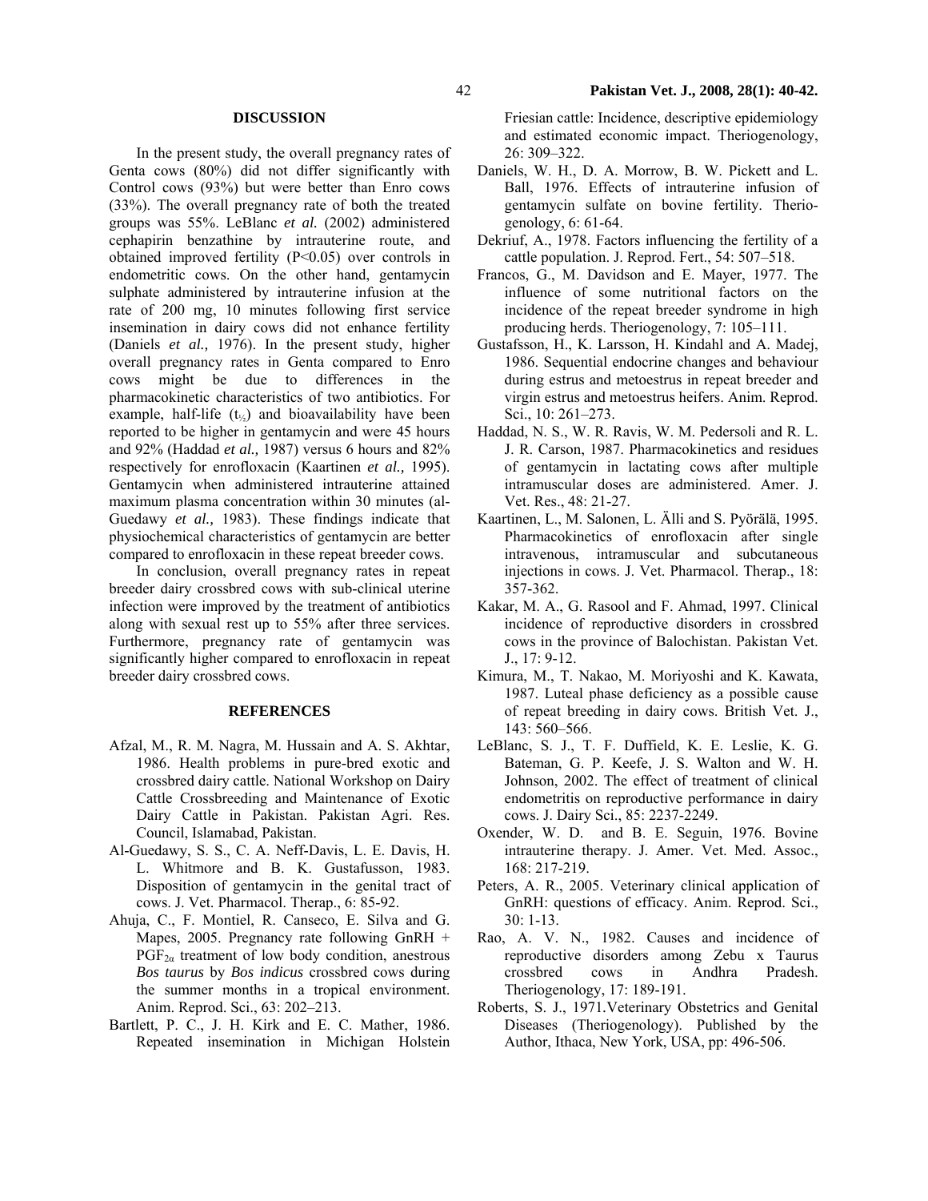## DISCUSSION

In the present study, the overall pregnancy rates of Genta cows (80%) did not differ significantly with Control cows (93%) but were better than Enro cows (33%). The overall pregnancy rate of both the treated groups was 55%. LeBlanc *et al.* (2002) administered cephapirin benzathine by intrauterine route, and obtained improved fertility ($P<0.05$) over controls in endometritic cows. On the other hand, gentamycin sulphate administered by intrauterine infusion at the rate of 200 mg, 10 minutes following first service insemination in dairy cows did not enhance fertility (Daniels *et al.,* 1976). In the present study, higher overall pregnancy rates in Genta compared to Enro cows might be due to differences in the pharmacokinetic characteristics of two antibiotics. For example, half-life ($t_{½}$) and bioavailability have been reported to be higher in gentamycin and were 45 hours and 92% (Haddad *et al.,* 1987) versus 6 hours and 82% respectively for enrofloxacin (Kaartinen *et al.,* 1995). Gentamycin when administered intrauterine attained maximum plasma concentration within 30 minutes (al-Guedawy *et al.,* 1983). These findings indicate that physiochemical characteristics of gentamycin are better compared to enrofloxacin in these repeat breeder cows.

In conclusion, overall pregnancy rates in repeat breeder dairy crossbred cows with sub-clinical uterine infection were improved by the treatment of antibiotics along with sexual rest up to 55% after three services. Furthermore, pregnancy rate of gentamycin was significantly higher compared to enrofloxacin in repeat breeder dairy crossbred cows.

## REFERENCES

- Afzal, M., R. M. Nagra, M. Hussain and A. S. Akhtar, 1986. Health problems in pure-bred exotic and crossbred dairy cattle. National Workshop on Dairy Cattle Crossbreeding and Maintenance of Exotic Dairy Cattle in Pakistan. Pakistan Agri. Res. Council, Islamabad, Pakistan.
- Al-Guedawy, S. S., C. A. Neff-Davis, L. E. Davis, H. L. Whitmore and B. K. Gustafusson, 1983. Disposition of gentamycin in the genital tract of cows. J. Vet. Pharmacol. Therap., 6: 85-92.
- Ahuja, C., F. Montiel, R. Canseco, E. Silva and G. Mapes, 2005. Pregnancy rate following GnRH + $PGF_{2\alpha}$ treatment of low body condition, anestrous *Bos taurus* by *Bos indicus* crossbred cows during the summer months in a tropical environment. Anim. Reprod. Sci., 63: 202–213.
- Bartlett, P. C., J. H. Kirk and E. C. Mather, 1986. Repeated insemination in Michigan Holstein Friesian cattle: Incidence, descriptive epidemiology and estimated economic impact. Theriogenology, 26: 309–322.
- Daniels, W. H., D. A. Morrow, B. W. Pickett and L. Ball, 1976. Effects of intrauterine infusion of gentamycin sulfate on bovine fertility. Theriogenology, 6: 61-64.
- Dekriuf, A., 1978. Factors influencing the fertility of a cattle population. J. Reprod. Fert., 54: 507–518.
- Francos, G., M. Davidson and E. Mayer, 1977. The influence of some nutritional factors on the incidence of the repeat breeder syndrome in high producing herds. Theriogenology, 7: 105–111.
- Gustafsson, H., K. Larsson, H. Kindahl and A. Madej, 1986. Sequential endocrine changes and behaviour during estrus and metoestrus in repeat breeder and virgin estrus and metoestrus heifers. Anim. Reprod. Sci., 10: 261–273.
- Haddad, N. S., W. R. Ravis, W. M. Pedersoli and R. L. J. R. Carson, 1987. Pharmacokinetics and residues of gentamycin in lactating cows after multiple intramuscular doses are administered. Amer. J. Vet. Res., 48: 21-27.
- Kaartinen, L., M. Salonen, L. Älli and S. Pyörälä, 1995. Pharmacokinetics of enrofloxacin after single intravenous, intramuscular and subcutaneous injections in cows. J. Vet. Pharmacol. Therap., 18: 357-362.
- Kakar, M. A., G. Rasool and F. Ahmad, 1997. Clinical incidence of reproductive disorders in crossbred cows in the province of Balochistan. Pakistan Vet. J., 17: 9-12.
- Kimura, M., T. Nakao, M. Moriyoshi and K. Kawata, 1987. Luteal phase deficiency as a possible cause of repeat breeding in dairy cows. British Vet. J., 143: 560–566.
- LeBlanc, S. J., T. F. Duffield, K. E. Leslie, K. G. Bateman, G. P. Keefe, J. S. Walton and W. H. Johnson, 2002. The effect of treatment of clinical endometritis on reproductive performance in dairy cows. J. Dairy Sci., 85: 2237-2249.
- Oxender, W. D. and B. E. Seguin, 1976. Bovine intrauterine therapy. J. Amer. Vet. Med. Assoc., 168: 217-219.
- Peters, A. R., 2005. Veterinary clinical application of GnRH: questions of efficacy. Anim. Reprod. Sci., 30: 1-13.
- Rao, A. V. N., 1982. Causes and incidence of reproductive disorders among Zebu x Taurus crossbred cows in Andhra Pradesh. Theriogenology, 17: 189-191.
- Roberts, S. J., 1971. Veterinary Obstetrics and Genital Diseases (Theriogenology). Published by the Author, Ithaca, New York, USA, pp: 496-506.